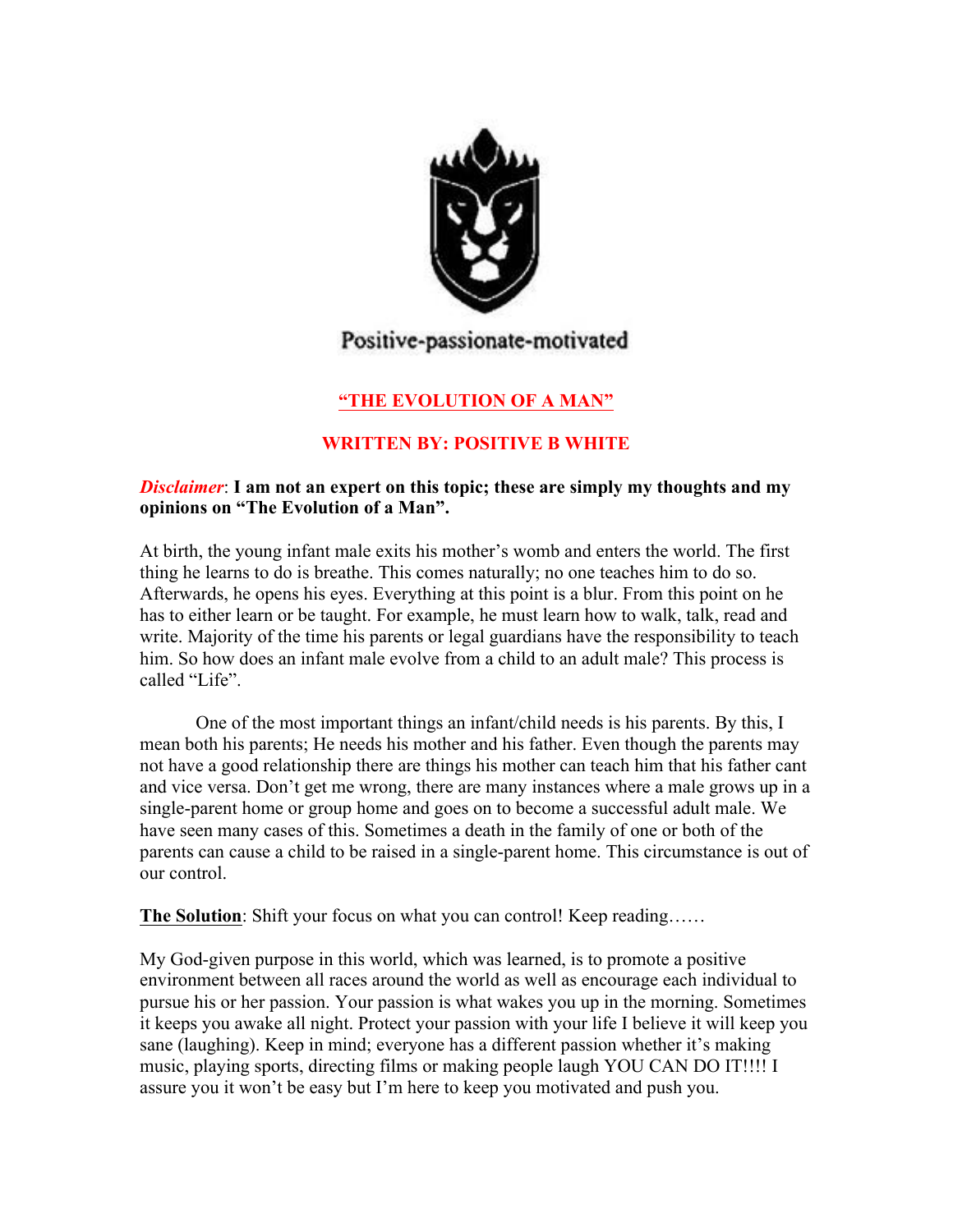Positive-passionate-motivated

# "THE EVOLUTION OF A MAN"

## WRITTEN BY: POSITIVE B WHITE

***Disclaimer*: I am not an expert on this topic; these are simply my thoughts and my opinions on "The Evolution of a Man".**

At birth, the young infant male exits his mother's womb and enters the world. The first thing he learns to do is breathe. This comes naturally; no one teaches him to do so. Afterwards, he opens his eyes. Everything at this point is a blur. From this point on he has to either learn or be taught. For example, he must learn how to walk, talk, read and write. Majority of the time his parents or legal guardians have the responsibility to teach him. So how does an infant male evolve from a child to an adult male? This process is called "Life".

One of the most important things an infant/child needs is his parents. By this, I mean both his parents; He needs his mother and his father. Even though the parents may not have a good relationship there are things his mother can teach him that his father cant and vice versa. Don't get me wrong, there are many instances where a male grows up in a single-parent home or group home and goes on to become a successful adult male. We have seen many cases of this. Sometimes a death in the family of one or both of the parents can cause a child to be raised in a single-parent home. This circumstance is out of our control.

**The Solution**: Shift your focus on what you can control! Keep reading……

My God-given purpose in this world, which was learned, is to promote a positive environment between all races around the world as well as encourage each individual to pursue his or her passion. Your passion is what wakes you up in the morning. Sometimes it keeps you awake all night. Protect your passion with your life I believe it will keep you sane (laughing). Keep in mind; everyone has a different passion whether it's making music, playing sports, directing films or making people laugh YOU CAN DO IT!!!! I assure you it won't be easy but I'm here to keep you motivated and push you.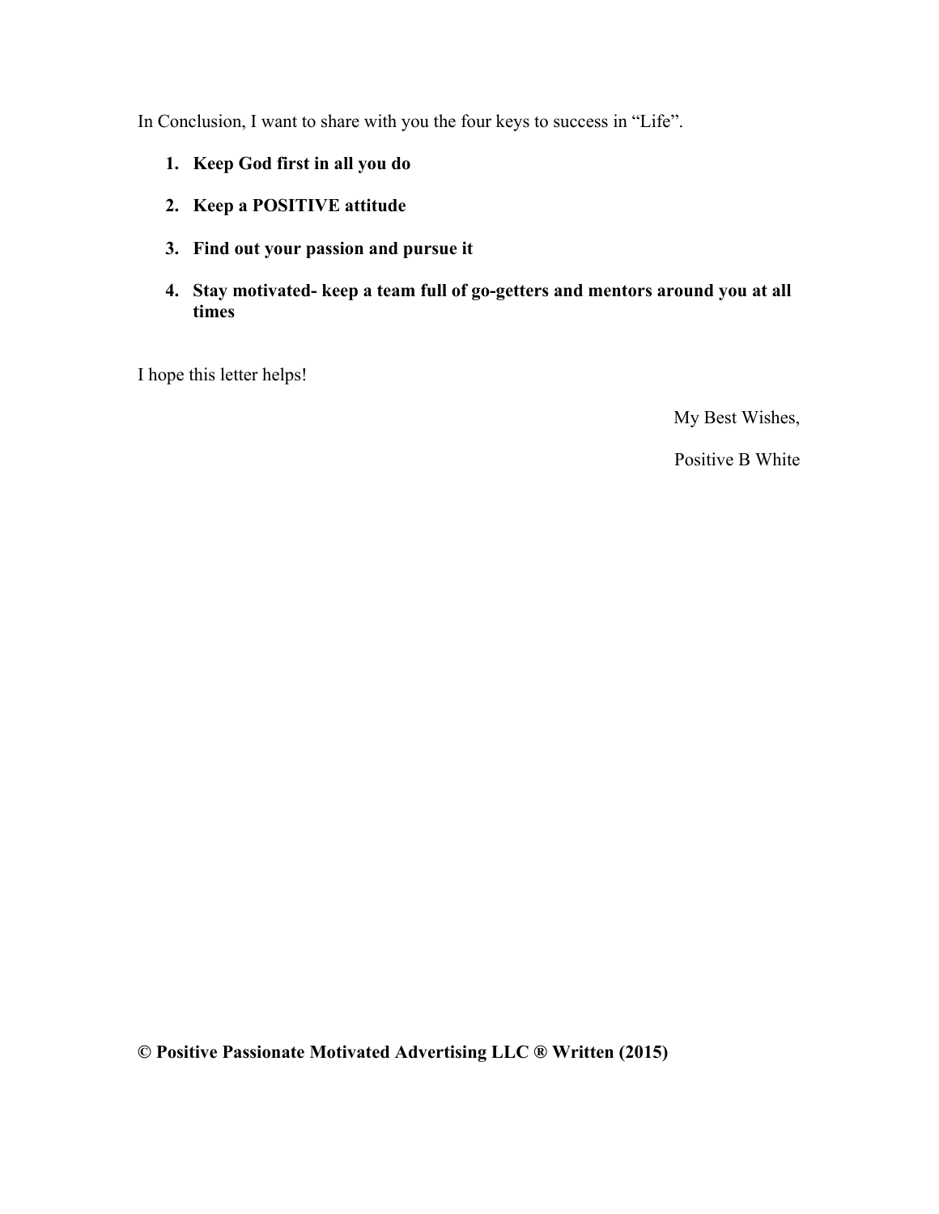In Conclusion, I want to share with you the four keys to success in “Life”.

1. **Keep God first in all you do**
2. **Keep a POSITIVE attitude**
3. **Find out your passion and pursue it**
4. **Stay motivated- keep a team full of go-getters and mentors around you at all times**

I hope this letter helps!

My Best Wishes,

Positive B White

**© Positive Passionate Motivated Advertising LLC ® Written (2015)**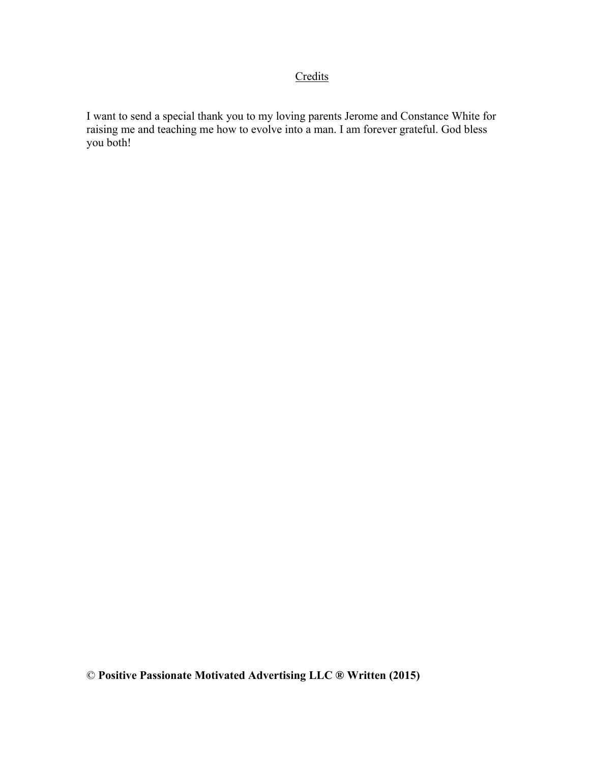## Credits

I want to send a special thank you to my loving parents Jerome and Constance White for raising me and teaching me how to evolve into a man. I am forever grateful. God bless you both!

© **Positive Passionate Motivated Advertising LLC ® Written (2015)**